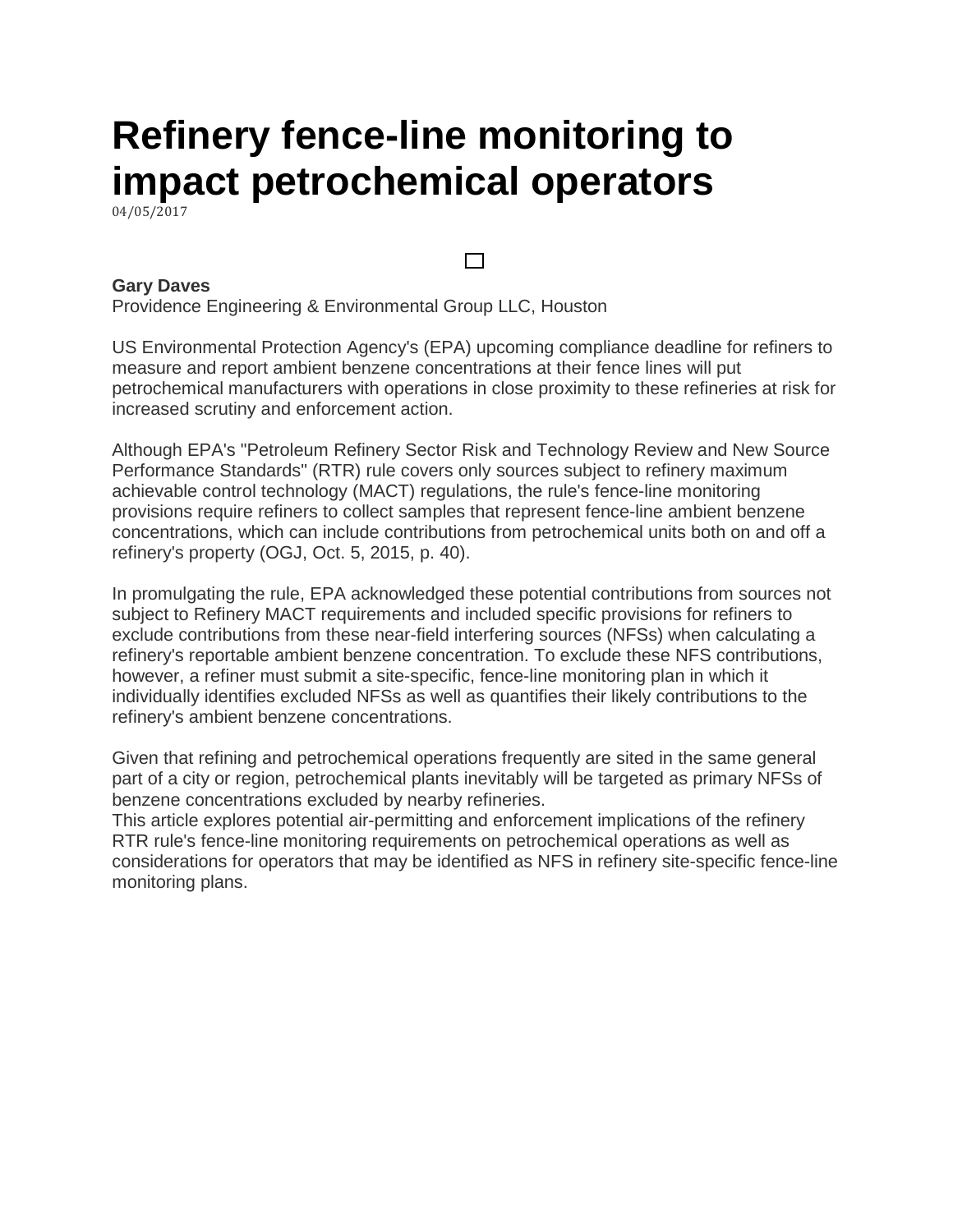# Refinery fence-line monitoring to impact petrochemical operators

04/05/2017

**Gary Daves**

Providence Engineering & Environmental Group LLC, Houston

US Environmental Protection Agency's (EPA) upcoming compliance deadline for refiners to measure and report ambient benzene concentrations at their fence lines will put petrochemical manufacturers with operations in close proximity to these refineries at risk for increased scrutiny and enforcement action.

Although EPA's "Petroleum Refinery Sector Risk and Technology Review and New Source Performance Standards" (RTR) rule covers only sources subject to refinery maximum achievable control technology (MACT) regulations, the rule's fence-line monitoring provisions require refiners to collect samples that represent fence-line ambient benzene concentrations, which can include contributions from petrochemical units both on and off a refinery's property (OGJ, Oct. 5, 2015, p. 40).

In promulgating the rule, EPA acknowledged these potential contributions from sources not subject to Refinery MACT requirements and included specific provisions for refiners to exclude contributions from these near-field interfering sources (NFSs) when calculating a refinery's reportable ambient benzene concentration. To exclude these NFS contributions, however, a refiner must submit a site-specific, fence-line monitoring plan in which it individually identifies excluded NFSs as well as quantifies their likely contributions to the refinery's ambient benzene concentrations.

Given that refining and petrochemical operations frequently are sited in the same general part of a city or region, petrochemical plants inevitably will be targeted as primary NFSs of benzene concentrations excluded by nearby refineries.

This article explores potential air-permitting and enforcement implications of the refinery RTR rule's fence-line monitoring requirements on petrochemical operations as well as considerations for operators that may be identified as NFS in refinery site-specific fence-line monitoring plans.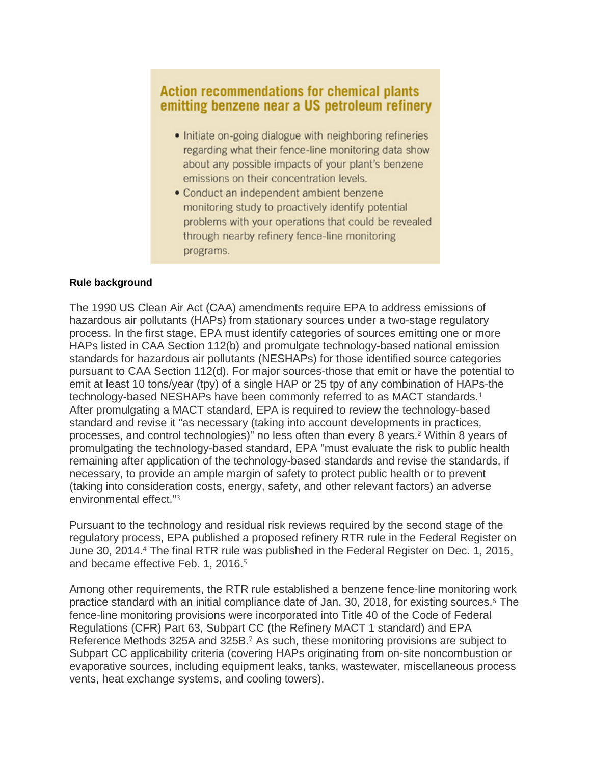> **Action recommendations for chemical plants emitting benzene near a US petroleum refinery**
>
> - Initiate on-going dialogue with neighboring refineries regarding what their fence-line monitoring data show about any possible impacts of your plant's benzene emissions on their concentration levels.
> - Conduct an independent ambient benzene monitoring study to proactively identify potential problems with your operations that could be revealed through nearby refinery fence-line monitoring programs.

**Rule background**

The 1990 US Clean Air Act (CAA) amendments require EPA to address emissions of hazardous air pollutants (HAPs) from stationary sources under a two-stage regulatory process. In the first stage, EPA must identify categories of sources emitting one or more HAPs listed in CAA Section 112(b) and promulgate technology-based national emission standards for hazardous air pollutants (NESHAPs) for those identified source categories pursuant to CAA Section 112(d). For major sources-those that emit or have the potential to emit at least 10 tons/year (tpy) of a single HAP or 25 tpy of any combination of HAPs-the technology-based NESHAPs have been commonly referred to as MACT standards.[1] After promulgating a MACT standard, EPA is required to review the technology-based standard and revise it "as necessary (taking into account developments in practices, processes, and control technologies)" no less often than every 8 years.[2] Within 8 years of promulgating the technology-based standard, EPA "must evaluate the risk to public health remaining after application of the technology-based standards and revise the standards, if necessary, to provide an ample margin of safety to protect public health or to prevent (taking into consideration costs, energy, safety, and other relevant factors) an adverse environmental effect."[3]

Pursuant to the technology and residual risk reviews required by the second stage of the regulatory process, EPA published a proposed refinery RTR rule in the Federal Register on June 30, 2014.[4] The final RTR rule was published in the Federal Register on Dec. 1, 2015, and became effective Feb. 1, 2016.[5]

Among other requirements, the RTR rule established a benzene fence-line monitoring work practice standard with an initial compliance date of Jan. 30, 2018, for existing sources.[6] The fence-line monitoring provisions were incorporated into Title 40 of the Code of Federal Regulations (CFR) Part 63, Subpart CC (the Refinery MACT 1 standard) and EPA Reference Methods 325A and 325B.[7] As such, these monitoring provisions are subject to Subpart CC applicability criteria (covering HAPs originating from on-site noncombustion or evaporative sources, including equipment leaks, tanks, wastewater, miscellaneous process vents, heat exchange systems, and cooling towers).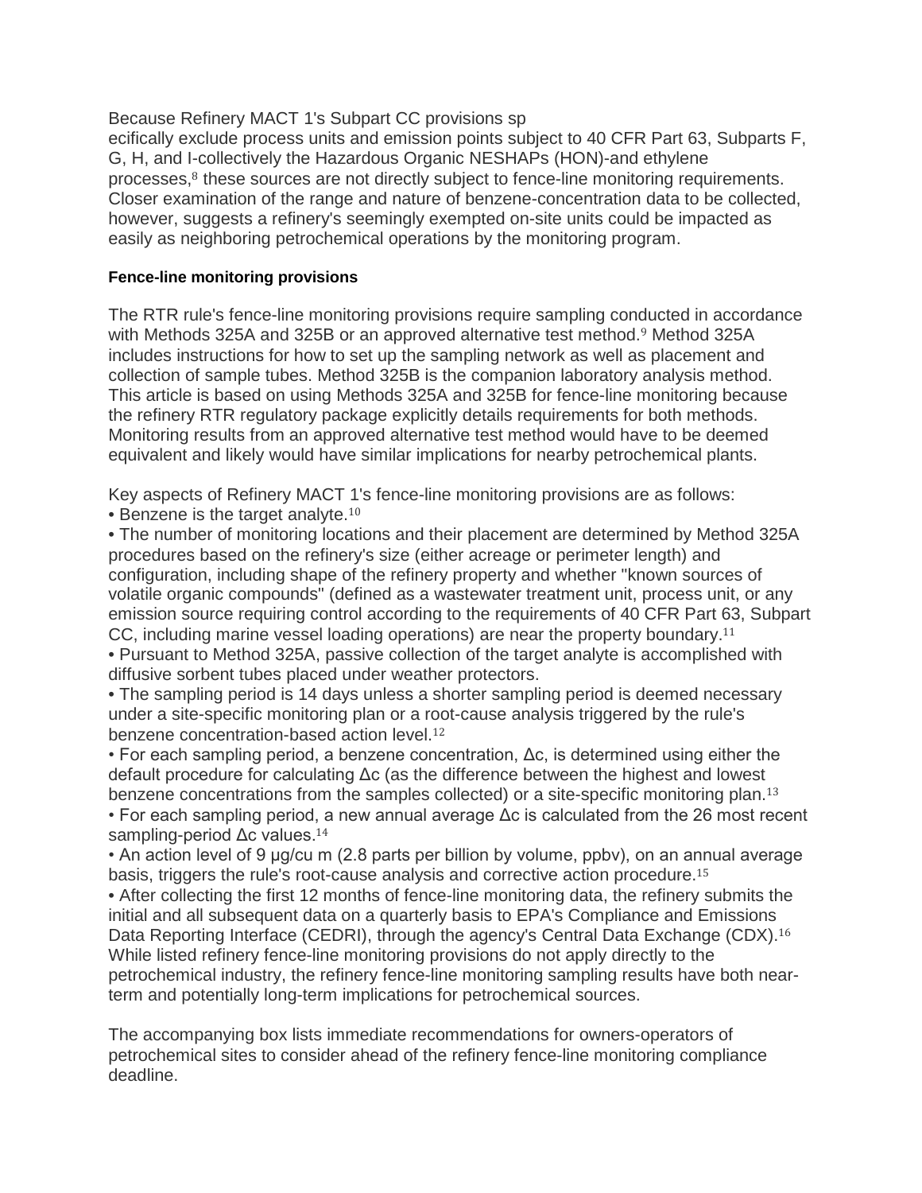Because Refinery MACT 1's Subpart CC provisions specifically exclude process units and emission points subject to 40 CFR Part 63, Subparts F, G, H, and I-collectively the Hazardous Organic NESHAPs (HON)-and ethylene processes,[8] these sources are not directly subject to fence-line monitoring requirements. Closer examination of the range and nature of benzene-concentration data to be collected, however, suggests a refinery's seemingly exempted on-site units could be impacted as easily as neighboring petrochemical operations by the monitoring program.

#### Fence-line monitoring provisions

The RTR rule's fence-line monitoring provisions require sampling conducted in accordance with Methods 325A and 325B or an approved alternative test method.[9] Method 325A includes instructions for how to set up the sampling network as well as placement and collection of sample tubes. Method 325B is the companion laboratory analysis method. This article is based on using Methods 325A and 325B for fence-line monitoring because the refinery RTR regulatory package explicitly details requirements for both methods. Monitoring results from an approved alternative test method would have to be deemed equivalent and likely would have similar implications for nearby petrochemical plants.

Key aspects of Refinery MACT 1's fence-line monitoring provisions are as follows:

- Benzene is the target analyte.[10]
- The number of monitoring locations and their placement are determined by Method 325A procedures based on the refinery's size (either acreage or perimeter length) and configuration, including shape of the refinery property and whether "known sources of volatile organic compounds" (defined as a wastewater treatment unit, process unit, or any emission source requiring control according to the requirements of 40 CFR Part 63, Subpart CC, including marine vessel loading operations) are near the property boundary.[11]
- Pursuant to Method 325A, passive collection of the target analyte is accomplished with diffusive sorbent tubes placed under weather protectors.
- The sampling period is 14 days unless a shorter sampling period is deemed necessary under a site-specific monitoring plan or a root-cause analysis triggered by the rule's benzene concentration-based action level.[12]
- For each sampling period, a benzene concentration, $\Delta c$, is determined using either the default procedure for calculating $\Delta c$ (as the difference between the highest and lowest benzene concentrations from the samples collected) or a site-specific monitoring plan.[13]
- For each sampling period, a new annual average $\Delta c$ is calculated from the 26 most recent sampling-period $\Delta c$ values.[14]
- An action level of 9 μg/cu m (2.8 parts per billion by volume, ppbv), on an annual average basis, triggers the rule's root-cause analysis and corrective action procedure.[15]
- After collecting the first 12 months of fence-line monitoring data, the refinery submits the initial and all subsequent data on a quarterly basis to EPA's Compliance and Emissions Data Reporting Interface (CEDRI), through the agency's Central Data Exchange (CDX).[16]

While listed refinery fence-line monitoring provisions do not apply directly to the petrochemical industry, the refinery fence-line monitoring sampling results have both near-term and potentially long-term implications for petrochemical sources.

The accompanying box lists immediate recommendations for owners-operators of petrochemical sites to consider ahead of the refinery fence-line monitoring compliance deadline.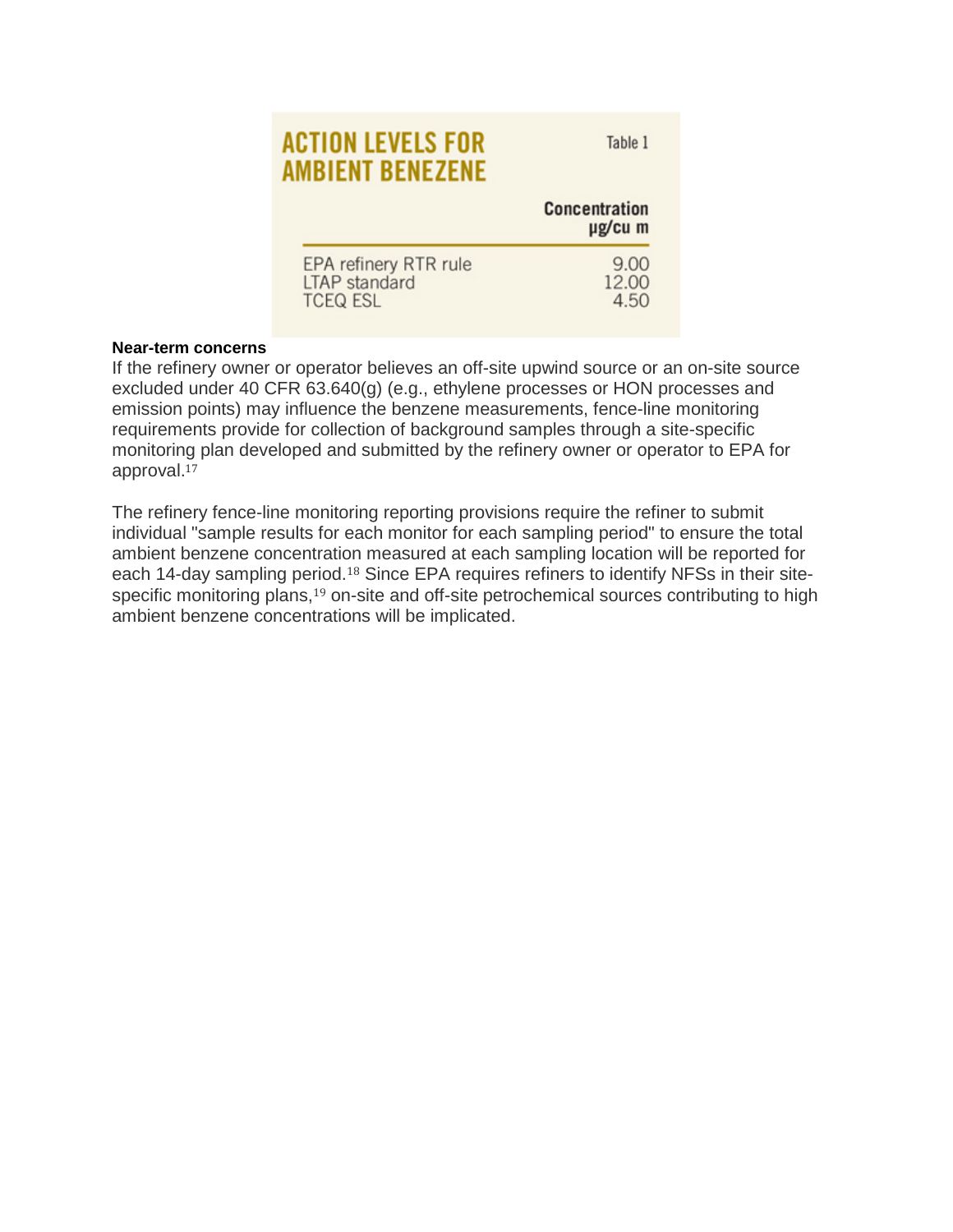**ACTION LEVELS FOR AMBIENT BENEZENE**

Table 1

| | Concentration µg/cu m |
|---|---|
| EPA refinery RTR rule | 9.00 |
| LTAP standard | 12.00 |
| TCEQ ESL | 4.50 |

**Near-term concerns**

If the refinery owner or operator believes an off-site upwind source or an on-site source excluded under 40 CFR 63.640(g) (e.g., ethylene processes or HON processes and emission points) may influence the benzene measurements, fence-line monitoring requirements provide for collection of background samples through a site-specific monitoring plan developed and submitted by the refinery owner or operator to EPA for approval.[17]

The refinery fence-line monitoring reporting provisions require the refiner to submit individual "sample results for each monitor for each sampling period" to ensure the total ambient benzene concentration measured at each sampling location will be reported for each 14-day sampling period.[18] Since EPA requires refiners to identify NFSs in their site-specific monitoring plans,[19] on-site and off-site petrochemical sources contributing to high ambient benzene concentrations will be implicated.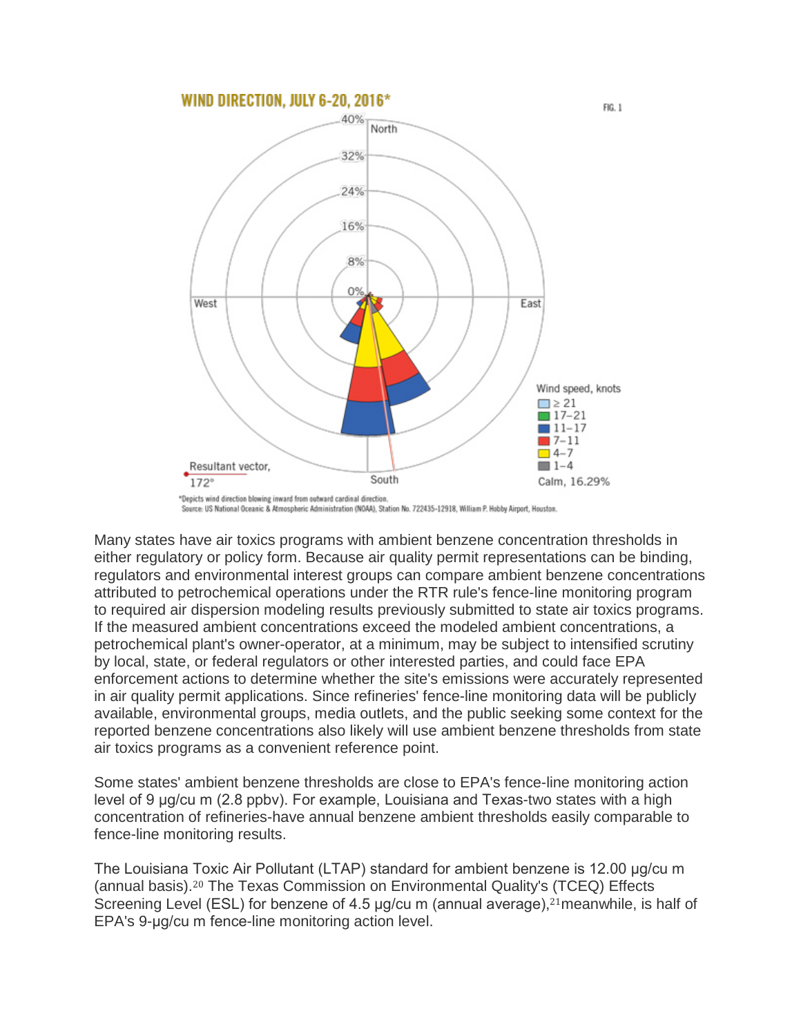WIND DIRECTION, JULY 6-20, 2016*

FIG. 1

Wind speed, knots

- ≥ 21
- 17–21
- 11–17
- 7–11
- 4–7
- 1–4

Calm, 16.29%

Resultant vector, 172°

*Depicts wind direction blowing inward from outward cardinal direction.
Source: US National Oceanic & Atmospheric Administration (NOAA), Station No. 722435-12918, William P. Hobby Airport, Houston.

Many states have air toxics programs with ambient benzene concentration thresholds in either regulatory or policy form. Because air quality permit representations can be binding, regulators and environmental interest groups can compare ambient benzene concentrations attributed to petrochemical operations under the RTR rule's fence-line monitoring program to required air dispersion modeling results previously submitted to state air toxics programs. If the measured ambient concentrations exceed the modeled ambient concentrations, a petrochemical plant's owner-operator, at a minimum, may be subject to intensified scrutiny by local, state, or federal regulators or other interested parties, and could face EPA enforcement actions to determine whether the site's emissions were accurately represented in air quality permit applications. Since refineries' fence-line monitoring data will be publicly available, environmental groups, media outlets, and the public seeking some context for the reported benzene concentrations also likely will use ambient benzene thresholds from state air toxics programs as a convenient reference point.

Some states' ambient benzene thresholds are close to EPA's fence-line monitoring action level of 9 µg/cu m (2.8 ppbv). For example, Louisiana and Texas-two states with a high concentration of refineries-have annual benzene ambient thresholds easily comparable to fence-line monitoring results.

The Louisiana Toxic Air Pollutant (LTAP) standard for ambient benzene is 12.00 µg/cu m (annual basis).[20] The Texas Commission on Environmental Quality's (TCEQ) Effects Screening Level (ESL) for benzene of 4.5 µg/cu m (annual average),[21]meanwhile, is half of EPA's 9-µg/cu m fence-line monitoring action level.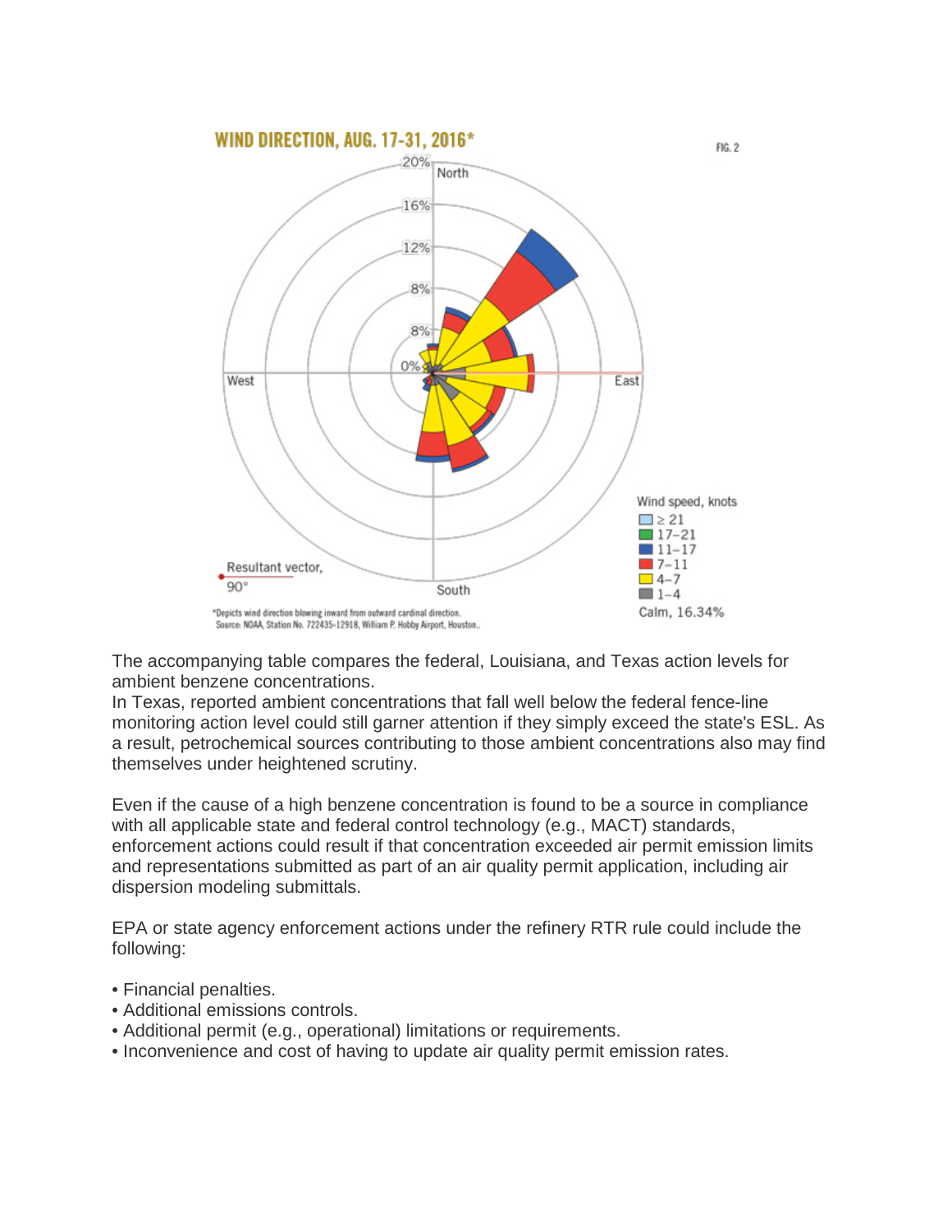WIND DIRECTION, AUG. 17-31, 2016*

FIG. 2

Wind speed, knots
- ≥ 21
- 17–21
- 11–17
- 7–11
- 4–7
- 1–4

Calm, 16.34%

Resultant vector, 90°

*Depicts wind direction blowing inward from outward cardinal direction.
Source: NOAA, Station No. 722435-12918, William P. Hobby Airport, Houston..

The accompanying table compares the federal, Louisiana, and Texas action levels for ambient benzene concentrations.
In Texas, reported ambient concentrations that fall well below the federal fence-line monitoring action level could still garner attention if they simply exceed the state's ESL. As a result, petrochemical sources contributing to those ambient concentrations also may find themselves under heightened scrutiny.

Even if the cause of a high benzene concentration is found to be a source in compliance with all applicable state and federal control technology (e.g., MACT) standards, enforcement actions could result if that concentration exceeded air permit emission limits and representations submitted as part of an air quality permit application, including air dispersion modeling submittals.

EPA or state agency enforcement actions under the refinery RTR rule could include the following:

- Financial penalties.
- Additional emissions controls.
- Additional permit (e.g., operational) limitations or requirements.
- Inconvenience and cost of having to update air quality permit emission rates.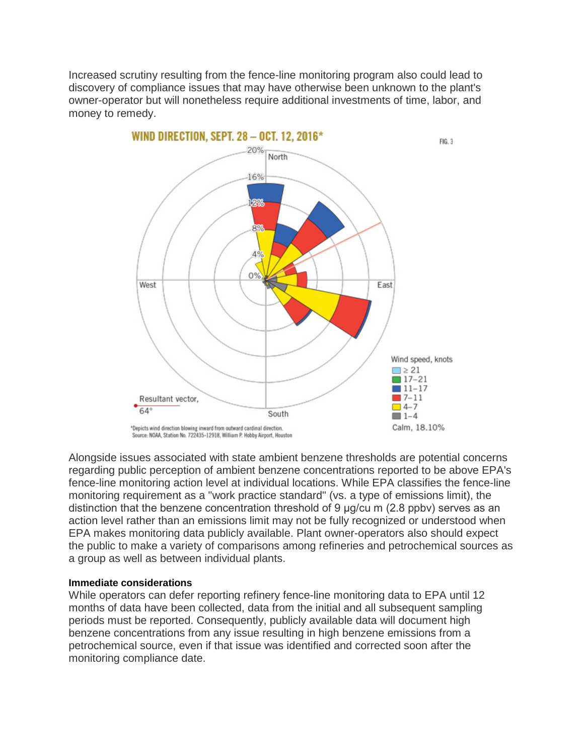Increased scrutiny resulting from the fence-line monitoring program also could lead to discovery of compliance issues that may have otherwise been unknown to the plant's owner-operator but will nonetheless require additional investments of time, labor, and money to remedy.

WIND DIRECTION, SEPT. 28 – OCT. 12, 2016*

FIG. 3

Wind speed, knots: ≥ 21; 17–21; 11–17; 7–11; 4–7; 1–4

Calm, 18.10%

Resultant vector, 64°

*Depicts wind direction blowing inward from outward cardinal direction.
Source: NOAA, Station No. 722435-12918, William P. Hobby Airport, Houston

Alongside issues associated with state ambient benzene thresholds are potential concerns regarding public perception of ambient benzene concentrations reported to be above EPA's fence-line monitoring action level at individual locations. While EPA classifies the fence-line monitoring requirement as a "work practice standard" (vs. a type of emissions limit), the distinction that the benzene concentration threshold of 9 µg/cu m (2.8 ppbv) serves as an action level rather than an emissions limit may not be fully recognized or understood when EPA makes monitoring data publicly available. Plant owner-operators also should expect the public to make a variety of comparisons among refineries and petrochemical sources as a group as well as between individual plants.

**Immediate considerations**

While operators can defer reporting refinery fence-line monitoring data to EPA until 12 months of data have been collected, data from the initial and all subsequent sampling periods must be reported. Consequently, publicly available data will document high benzene concentrations from any issue resulting in high benzene emissions from a petrochemical source, even if that issue was identified and corrected soon after the monitoring compliance date.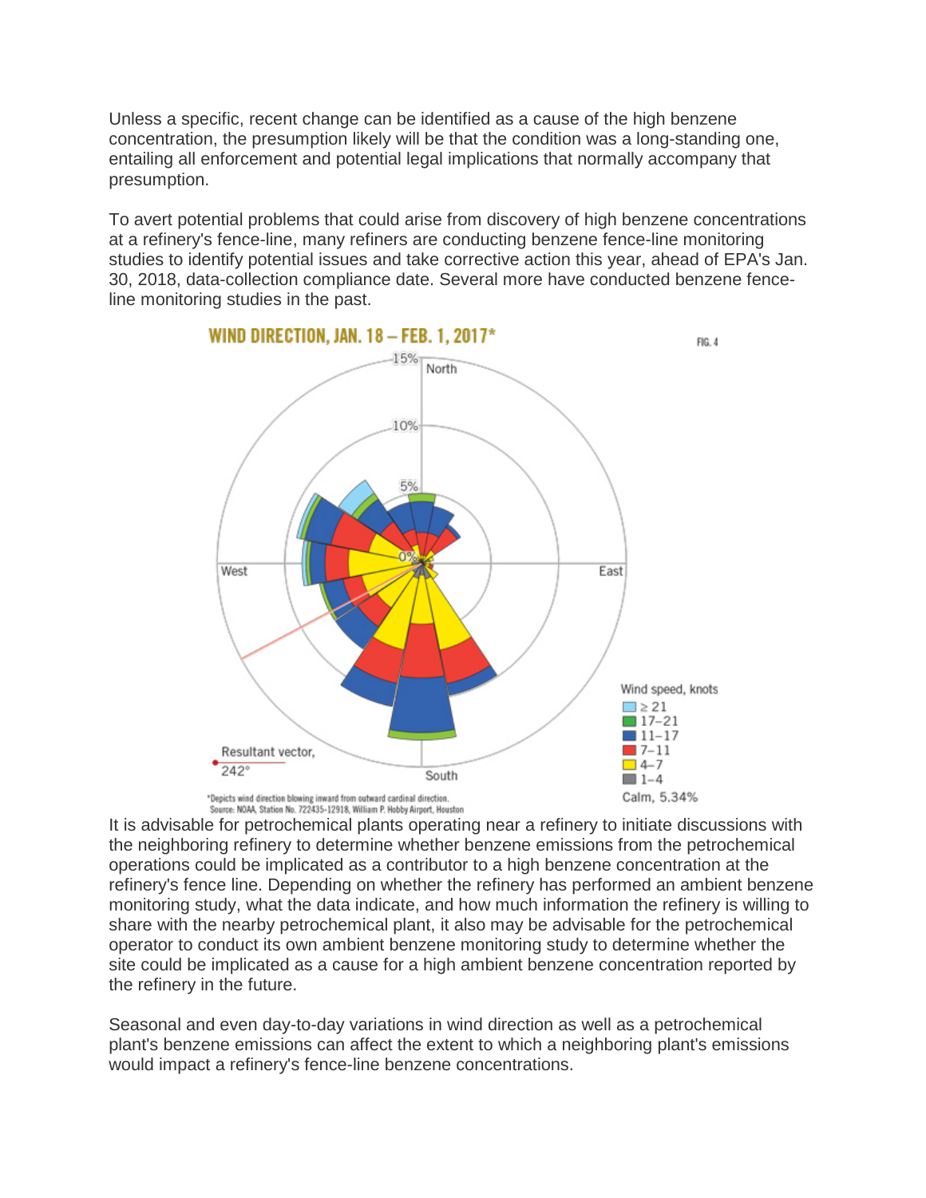Unless a specific, recent change can be identified as a cause of the high benzene concentration, the presumption likely will be that the condition was a long-standing one, entailing all enforcement and potential legal implications that normally accompany that presumption.

To avert potential problems that could arise from discovery of high benzene concentrations at a refinery's fence-line, many refiners are conducting benzene fence-line monitoring studies to identify potential issues and take corrective action this year, ahead of EPA's Jan. 30, 2018, data-collection compliance date. Several more have conducted benzene fence-line monitoring studies in the past.

**WIND DIRECTION, JAN. 18 – FEB. 1, 2017*** FIG. 4

Wind speed, knots: ≥ 21; 17–21; 11–17; 7–11; 4–7; 1–4. Calm, 5.34%

Resultant vector, 242°

*Depicts wind direction blowing inward from outward cardinal direction.
Source: NOAA, Station No. 722435-12918, William P. Hobby Airport, Houston

It is advisable for petrochemical plants operating near a refinery to initiate discussions with the neighboring refinery to determine whether benzene emissions from the petrochemical operations could be implicated as a contributor to a high benzene concentration at the refinery's fence line. Depending on whether the refinery has performed an ambient benzene monitoring study, what the data indicate, and how much information the refinery is willing to share with the nearby petrochemical plant, it also may be advisable for the petrochemical operator to conduct its own ambient benzene monitoring study to determine whether the site could be implicated as a cause for a high ambient benzene concentration reported by the refinery in the future.

Seasonal and even day-to-day variations in wind direction as well as a petrochemical plant's benzene emissions can affect the extent to which a neighboring plant's emissions would impact a refinery's fence-line benzene concentrations.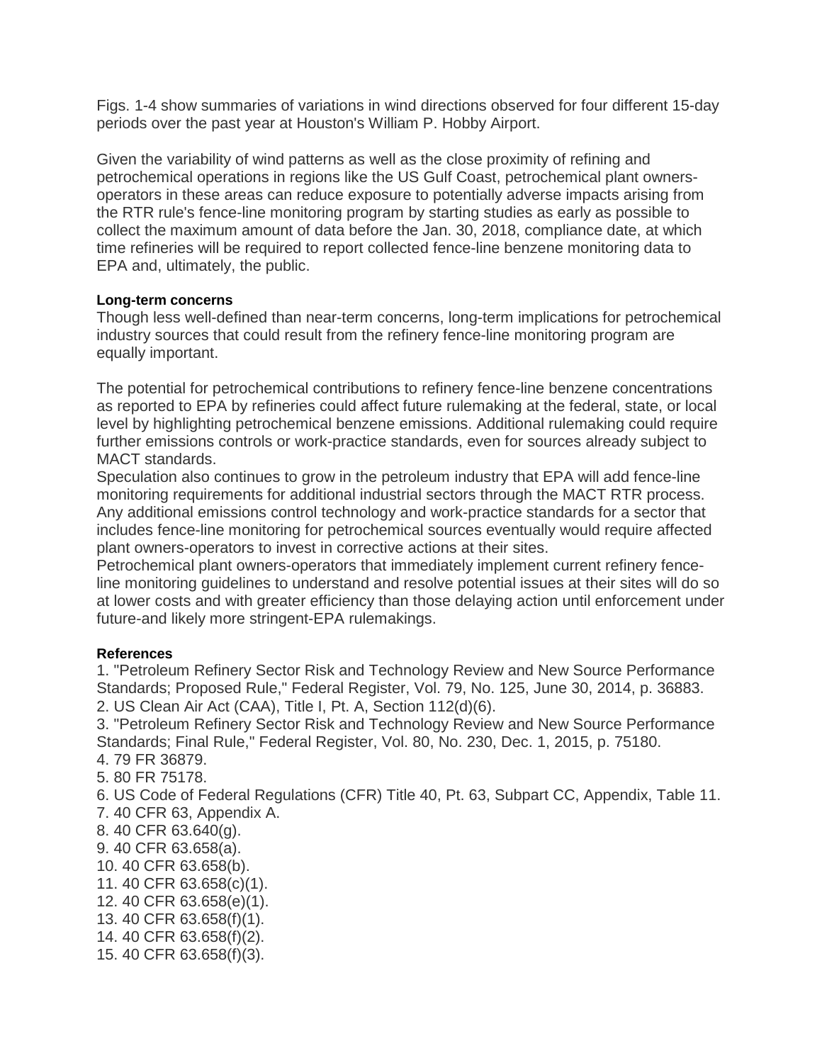Figs. 1-4 show summaries of variations in wind directions observed for four different 15-day periods over the past year at Houston's William P. Hobby Airport.

Given the variability of wind patterns as well as the close proximity of refining and petrochemical operations in regions like the US Gulf Coast, petrochemical plant owners-operators in these areas can reduce exposure to potentially adverse impacts arising from the RTR rule's fence-line monitoring program by starting studies as early as possible to collect the maximum amount of data before the Jan. 30, 2018, compliance date, at which time refineries will be required to report collected fence-line benzene monitoring data to EPA and, ultimately, the public.

**Long-term concerns**

Though less well-defined than near-term concerns, long-term implications for petrochemical industry sources that could result from the refinery fence-line monitoring program are equally important.

The potential for petrochemical contributions to refinery fence-line benzene concentrations as reported to EPA by refineries could affect future rulemaking at the federal, state, or local level by highlighting petrochemical benzene emissions. Additional rulemaking could require further emissions controls or work-practice standards, even for sources already subject to MACT standards.

Speculation also continues to grow in the petroleum industry that EPA will add fence-line monitoring requirements for additional industrial sectors through the MACT RTR process. Any additional emissions control technology and work-practice standards for a sector that includes fence-line monitoring for petrochemical sources eventually would require affected plant owners-operators to invest in corrective actions at their sites.

Petrochemical plant owners-operators that immediately implement current refinery fence-line monitoring guidelines to understand and resolve potential issues at their sites will do so at lower costs and with greater efficiency than those delaying action until enforcement under future-and likely more stringent-EPA rulemakings.

**References**

1. "Petroleum Refinery Sector Risk and Technology Review and New Source Performance Standards; Proposed Rule," Federal Register, Vol. 79, No. 125, June 30, 2014, p. 36883.
2. US Clean Air Act (CAA), Title I, Pt. A, Section 112(d)(6).
3. "Petroleum Refinery Sector Risk and Technology Review and New Source Performance Standards; Final Rule," Federal Register, Vol. 80, No. 230, Dec. 1, 2015, p. 75180.
4. 79 FR 36879.
5. 80 FR 75178.
6. US Code of Federal Regulations (CFR) Title 40, Pt. 63, Subpart CC, Appendix, Table 11.
7. 40 CFR 63, Appendix A.
8. 40 CFR 63.640(g).
9. 40 CFR 63.658(a).
10. 40 CFR 63.658(b).
11. 40 CFR 63.658(c)(1).
12. 40 CFR 63.658(e)(1).
13. 40 CFR 63.658(f)(1).
14. 40 CFR 63.658(f)(2).
15. 40 CFR 63.658(f)(3).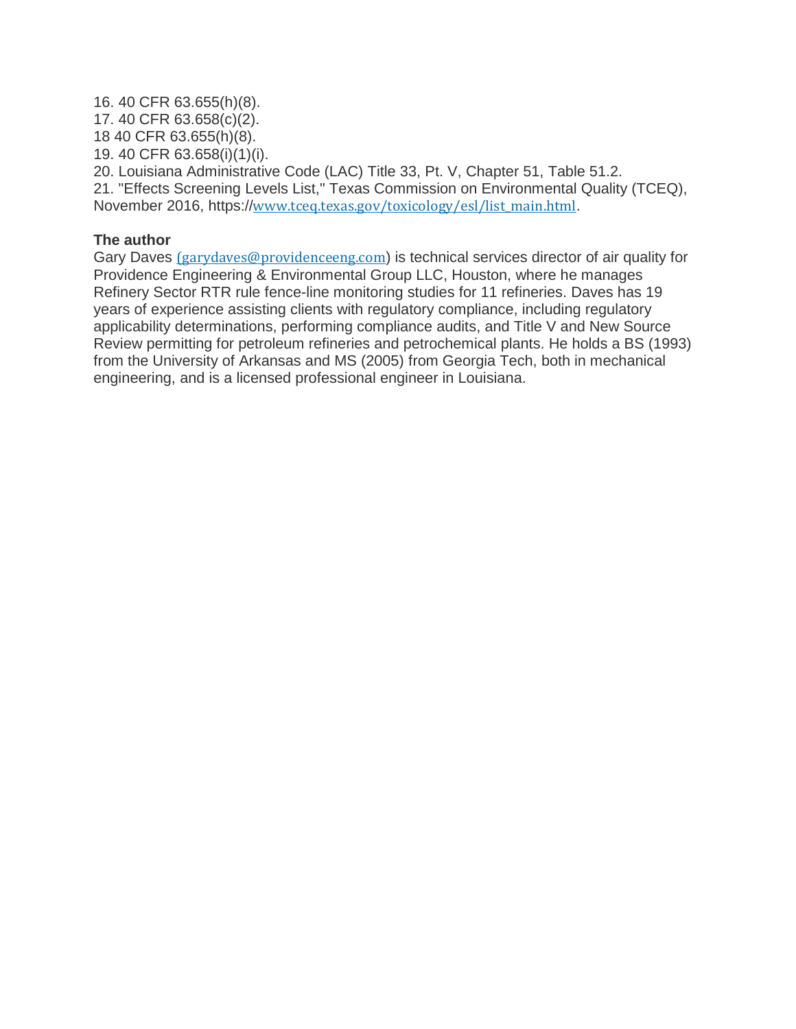16. 40 CFR 63.655(h)(8).
17. 40 CFR 63.658(c)(2).
18 40 CFR 63.655(h)(8).
19. 40 CFR 63.658(i)(1)(i).
20. Louisiana Administrative Code (LAC) Title 33, Pt. V, Chapter 51, Table 51.2.
21. "Effects Screening Levels List," Texas Commission on Environmental Quality (TCEQ), November 2016, https://www.tceq.texas.gov/toxicology/esl/list_main.html.

**The author**

Gary Daves (garydaves@providenceeng.com) is technical services director of air quality for Providence Engineering & Environmental Group LLC, Houston, where he manages Refinery Sector RTR rule fence-line monitoring studies for 11 refineries. Daves has 19 years of experience assisting clients with regulatory compliance, including regulatory applicability determinations, performing compliance audits, and Title V and New Source Review permitting for petroleum refineries and petrochemical plants. He holds a BS (1993) from the University of Arkansas and MS (2005) from Georgia Tech, both in mechanical engineering, and is a licensed professional engineer in Louisiana.